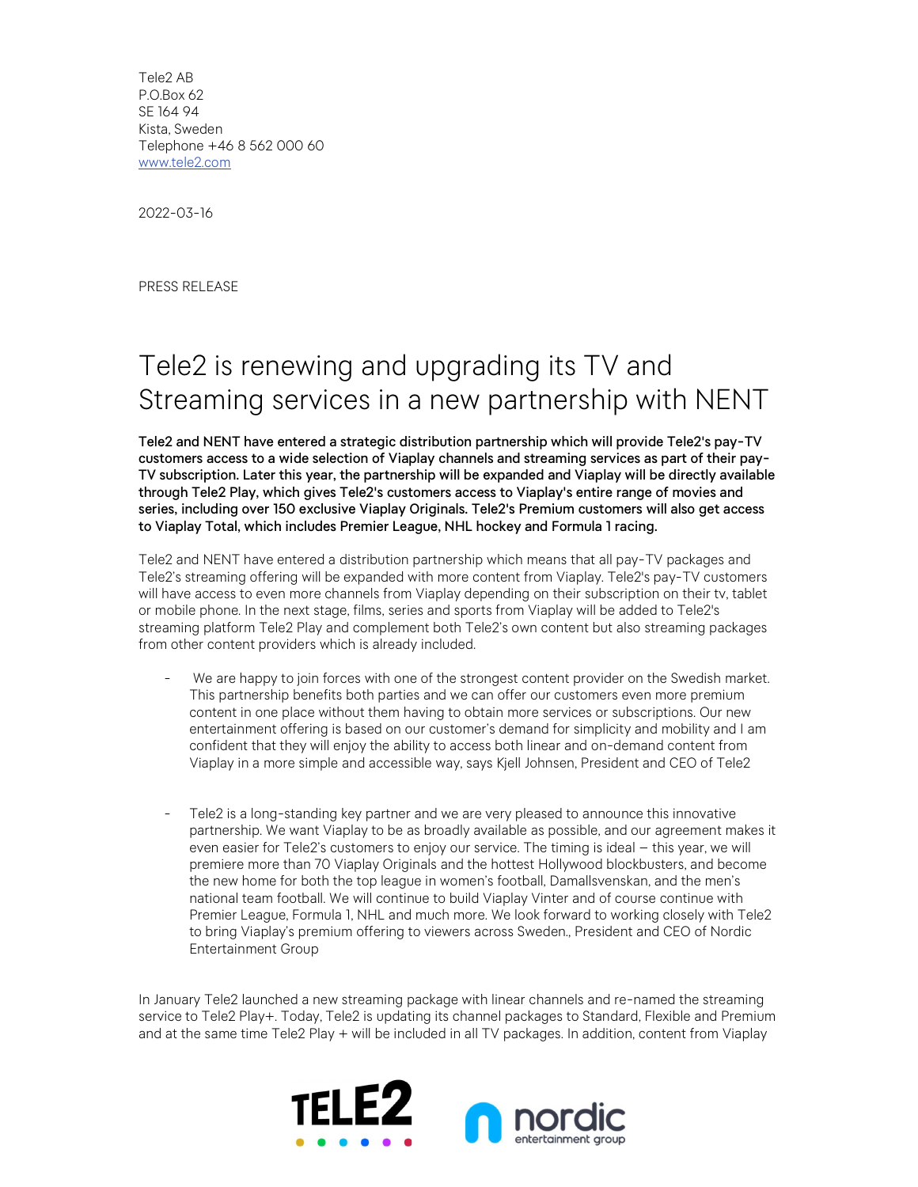Tele2 AB
P.O.Box 62
SE 164 94
Kista, Sweden
Telephone +46 8 562 000 60
www.tele2.com

2022-03-16

PRESS RELEASE

# Tele2 is renewing and upgrading its TV and Streaming services in a new partnership with NENT

**Tele2 and NENT have entered a strategic distribution partnership which will provide Tele2's pay-TV customers access to a wide selection of Viaplay channels and streaming services as part of their pay-TV subscription. Later this year, the partnership will be expanded and Viaplay will be directly available through Tele2 Play, which gives Tele2's customers access to Viaplay's entire range of movies and series, including over 150 exclusive Viaplay Originals. Tele2's Premium customers will also get access to Viaplay Total, which includes Premier League, NHL hockey and Formula 1 racing.**

Tele2 and NENT have entered a distribution partnership which means that all pay-TV packages and Tele2's streaming offering will be expanded with more content from Viaplay. Tele2's pay-TV customers will have access to even more channels from Viaplay depending on their subscription on their tv, tablet or mobile phone. In the next stage, films, series and sports from Viaplay will be added to Tele2's streaming platform Tele2 Play and complement both Tele2's own content but also streaming packages from other content providers which is already included.

- We are happy to join forces with one of the strongest content provider on the Swedish market. This partnership benefits both parties and we can offer our customers even more premium content in one place without them having to obtain more services or subscriptions. Our new entertainment offering is based on our customer's demand for simplicity and mobility and I am confident that they will enjoy the ability to access both linear and on-demand content from Viaplay in a more simple and accessible way, says Kjell Johnsen, President and CEO of Tele2

- Tele2 is a long-standing key partner and we are very pleased to announce this innovative partnership. We want Viaplay to be as broadly available as possible, and our agreement makes it even easier for Tele2's customers to enjoy our service. The timing is ideal – this year, we will premiere more than 70 Viaplay Originals and the hottest Hollywood blockbusters, and become the new home for both the top league in women's football, Damallsvenskan, and the men's national team football. We will continue to build Viaplay Vinter and of course continue with Premier League, Formula 1, NHL and much more. We look forward to working closely with Tele2 to bring Viaplay's premium offering to viewers across Sweden., President and CEO of Nordic Entertainment Group

In January Tele2 launched a new streaming package with linear channels and re-named the streaming service to Tele2 Play+. Today, Tele2 is updating its channel packages to Standard, Flexible and Premium and at the same time Tele2 Play + will be included in all TV packages. In addition, content from Viaplay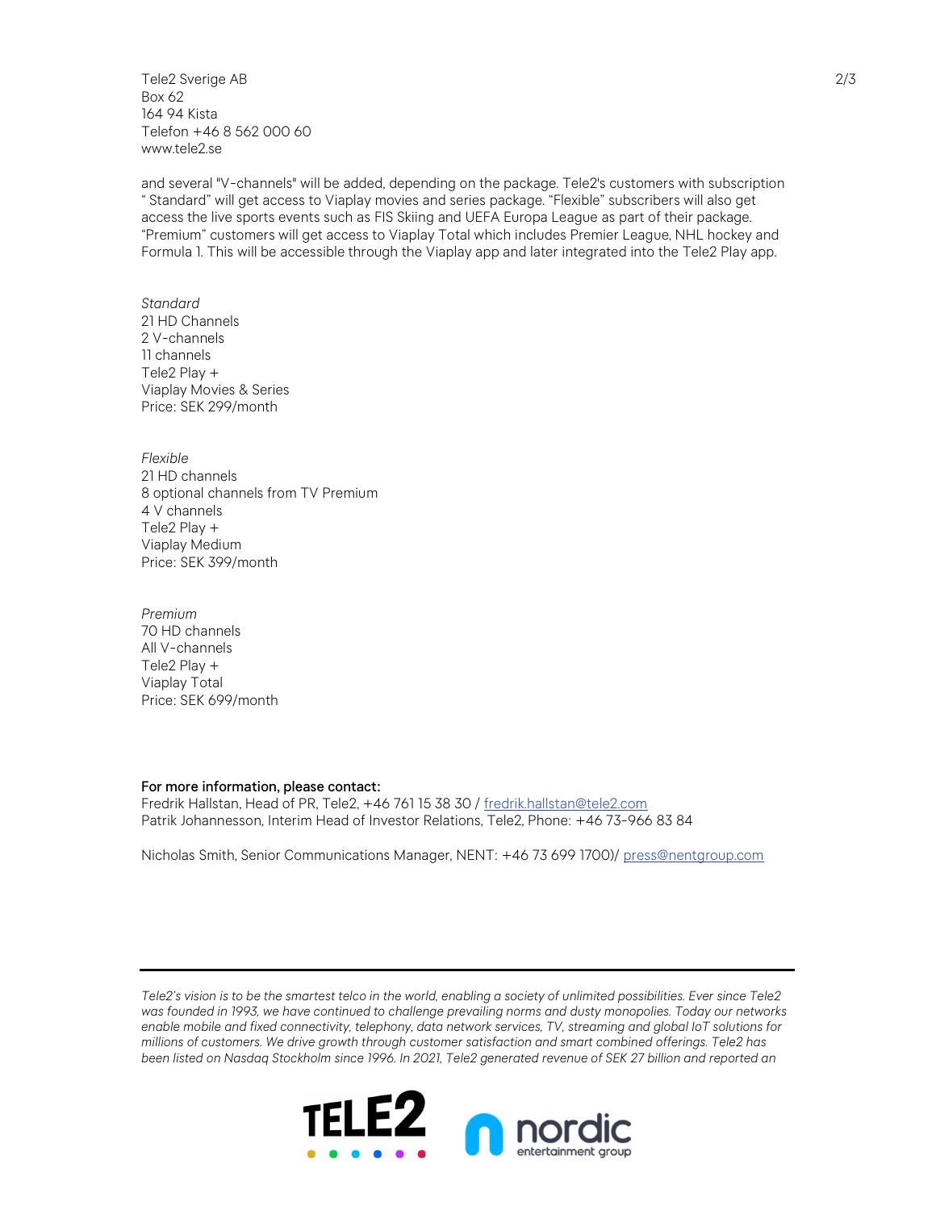and several "V-channels" will be added, depending on the package. Tele2's customers with subscription " Standard" will get access to Viaplay movies and series package. "Flexible" subscribers will also get access the live sports events such as FIS Skiing and UEFA Europa League as part of their package. "Premium" customers will get access to Viaplay Total which includes Premier League, NHL hockey and Formula 1. This will be accessible through the Viaplay app and later integrated into the Tele2 Play app.

*Standard*
21 HD Channels
2 V-channels
11 channels
Tele2 Play +
Viaplay Movies & Series
Price: SEK 299/month

*Flexible*
21 HD channels
8 optional channels from TV Premium
4 V channels
Tele2 Play +
Viaplay Medium
Price: SEK 399/month

*Premium*
70 HD channels
All V-channels
Tele2 Play +
Viaplay Total
Price: SEK 699/month

**For more information, please contact:**
Fredrik Hallstan, Head of PR, Tele2, +46 761 15 38 30 / fredrik.hallstan@tele2.com
Patrik Johannesson, Interim Head of Investor Relations, Tele2, Phone: +46 73-966 83 84

Nicholas Smith, Senior Communications Manager, NENT: +46 73 699 1700)/ press@nentgroup.com

---

*Tele2's vision is to be the smartest telco in the world, enabling a society of unlimited possibilities. Ever since Tele2 was founded in 1993, we have continued to challenge prevailing norms and dusty monopolies. Today our networks enable mobile and fixed connectivity, telephony, data network services, TV, streaming and global IoT solutions for millions of customers. We drive growth through customer satisfaction and smart combined offerings. Tele2 has been listed on Nasdaq Stockholm since 1996. In 2021, Tele2 generated revenue of SEK 27 billion and reported an*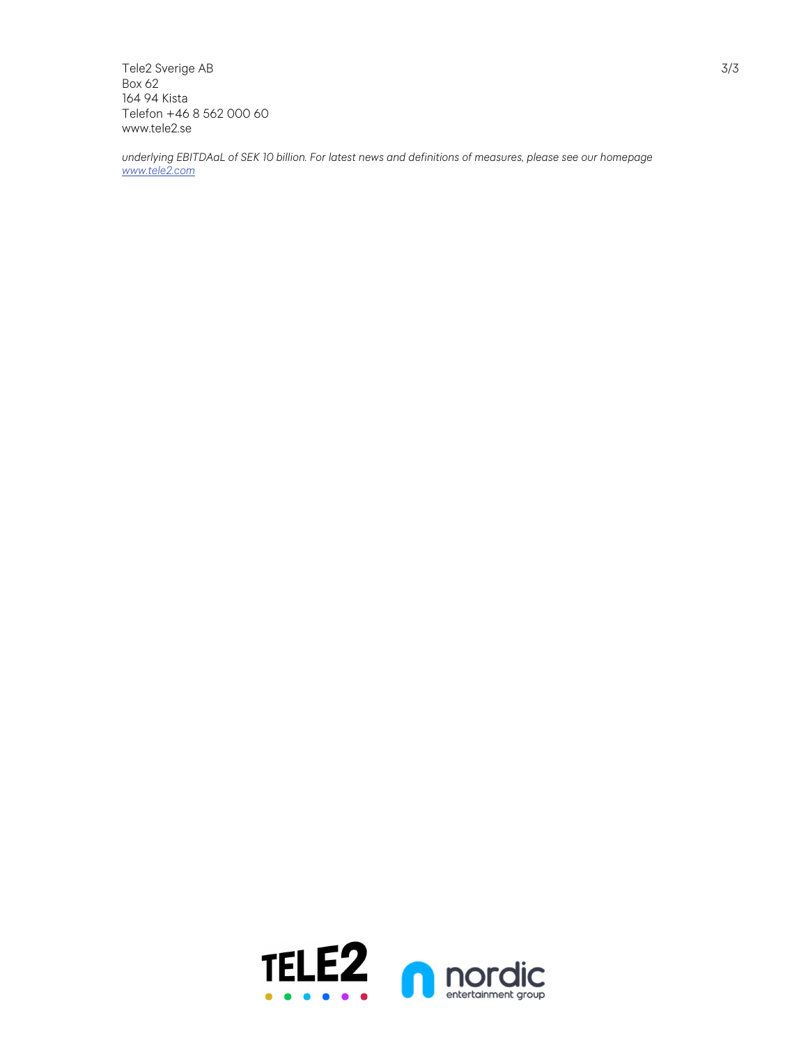Tele2 Sverige AB
Box 62
164 94 Kista
Telefon +46 8 562 000 60
www.tele2.se

*underlying EBITDAaL of SEK 10 billion. For latest news and definitions of measures, please see our homepage [www.tele2.com](http://www.tele2.com)*